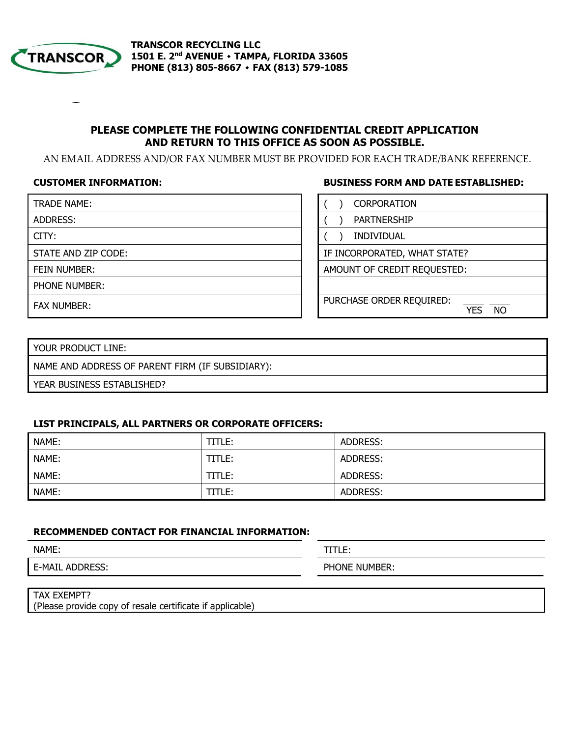**TRANSCOR RECYCLING LLC**
**1501 E. 2nd AVENUE • TAMPA, FLORIDA 33605**
**PHONE (813) 805-8667 • FAX (813) 579-1085**

## PLEASE COMPLETE THE FOLLOWING CONFIDENTIAL CREDIT APPLICATION AND RETURN TO THIS OFFICE AS SOON AS POSSIBLE.

AN EMAIL ADDRESS AND/OR FAX NUMBER MUST BE PROVIDED FOR EACH TRADE/BANK REFERENCE.

### CUSTOMER INFORMATION:

| |
|---|
| TRADE NAME: |
| ADDRESS: |
| CITY: |
| STATE AND ZIP CODE: |
| FEIN NUMBER: |
| PHONE NUMBER: |
| FAX NUMBER: |

### BUSINESS FORM AND DATE ESTABLISHED:

| |
|---|
| ( ) CORPORATION |
| ( ) PARTNERSHIP |
| ( ) INDIVIDUAL |
| IF INCORPORATED, WHAT STATE? |
| AMOUNT OF CREDIT REQUESTED: |
| |
| PURCHASE ORDER REQUIRED: ___ YES ___ NO |

| |
|---|
| YOUR PRODUCT LINE: |
| NAME AND ADDRESS OF PARENT FIRM (IF SUBSIDIARY): |
| YEAR BUSINESS ESTABLISHED? |

### LIST PRINCIPALS, ALL PARTNERS OR CORPORATE OFFICERS:

| | | |
|---|---|---|
| NAME: | TITLE: | ADDRESS: |
| NAME: | TITLE: | ADDRESS: |
| NAME: | TITLE: | ADDRESS: |
| NAME: | TITLE: | ADDRESS: |

### RECOMMENDED CONTACT FOR FINANCIAL INFORMATION:

| | |
|---|---|
| NAME: | TITLE: |
| E-MAIL ADDRESS: | PHONE NUMBER: |

| |
|---|
| TAX EXEMPT?<br>(Please provide copy of resale certificate if applicable) |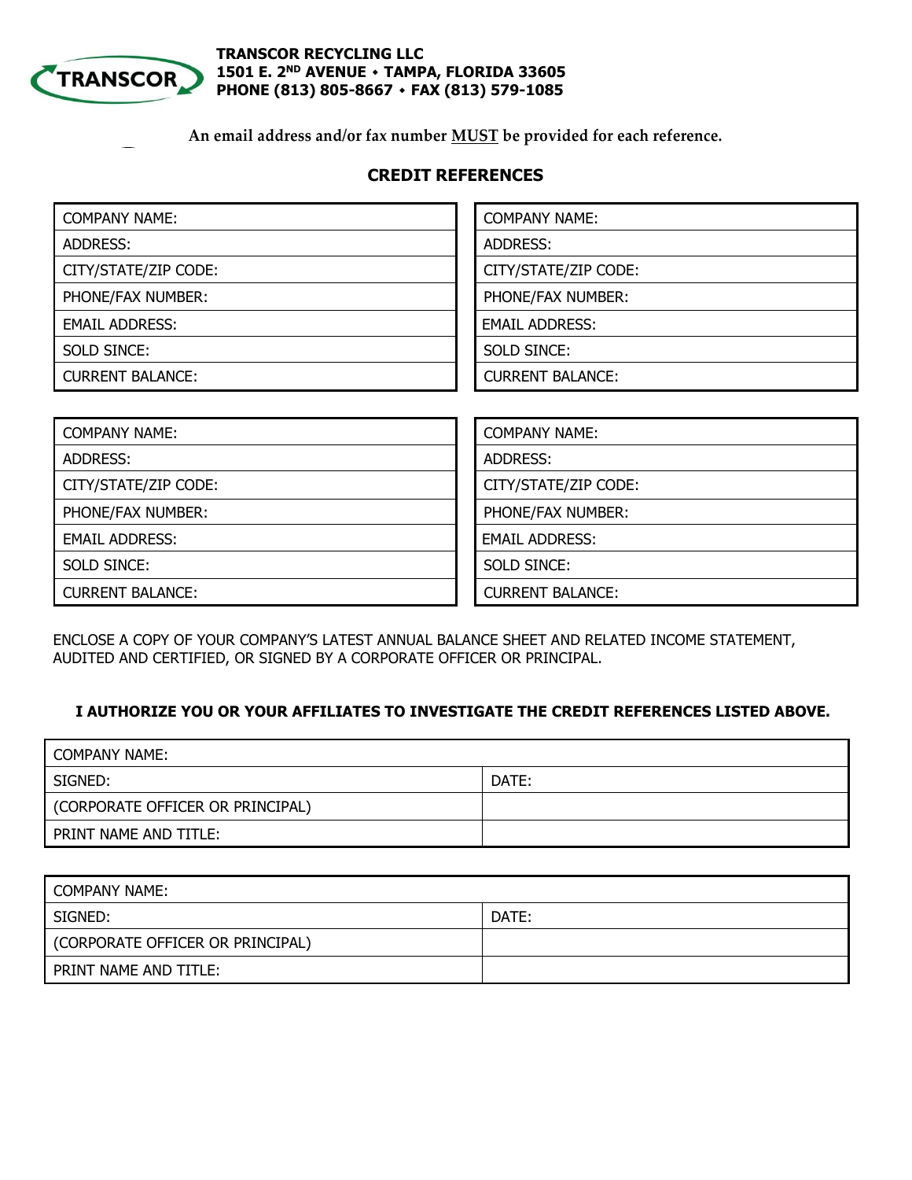**TRANSCOR RECYCLING LLC**
**1501 E. 2ND AVENUE • TAMPA, FLORIDA 33605**
**PHONE (813) 805-8667 • FAX (813) 579-1085**

**An email address and/or fax number MUST be provided for each reference.**

## CREDIT REFERENCES

| COMPANY NAME: |
|---|
| ADDRESS: |
| CITY/STATE/ZIP CODE: |
| PHONE/FAX NUMBER: |
| EMAIL ADDRESS: |
| SOLD SINCE: |
| CURRENT BALANCE: |

| COMPANY NAME: |
|---|
| ADDRESS: |
| CITY/STATE/ZIP CODE: |
| PHONE/FAX NUMBER: |
| EMAIL ADDRESS: |
| SOLD SINCE: |
| CURRENT BALANCE: |

| COMPANY NAME: |
|---|
| ADDRESS: |
| CITY/STATE/ZIP CODE: |
| PHONE/FAX NUMBER: |
| EMAIL ADDRESS: |
| SOLD SINCE: |
| CURRENT BALANCE: |

| COMPANY NAME: |
|---|
| ADDRESS: |
| CITY/STATE/ZIP CODE: |
| PHONE/FAX NUMBER: |
| EMAIL ADDRESS: |
| SOLD SINCE: |
| CURRENT BALANCE: |

ENCLOSE A COPY OF YOUR COMPANY'S LATEST ANNUAL BALANCE SHEET AND RELATED INCOME STATEMENT, AUDITED AND CERTIFIED, OR SIGNED BY A CORPORATE OFFICER OR PRINCIPAL.

**I AUTHORIZE YOU OR YOUR AFFILIATES TO INVESTIGATE THE CREDIT REFERENCES LISTED ABOVE.**

| COMPANY NAME: | |
|---|---|
| SIGNED: | DATE: |
| (CORPORATE OFFICER OR PRINCIPAL) | |
| PRINT NAME AND TITLE: | |

| COMPANY NAME: | |
|---|---|
| SIGNED: | DATE: |
| (CORPORATE OFFICER OR PRINCIPAL) | |
| PRINT NAME AND TITLE: | |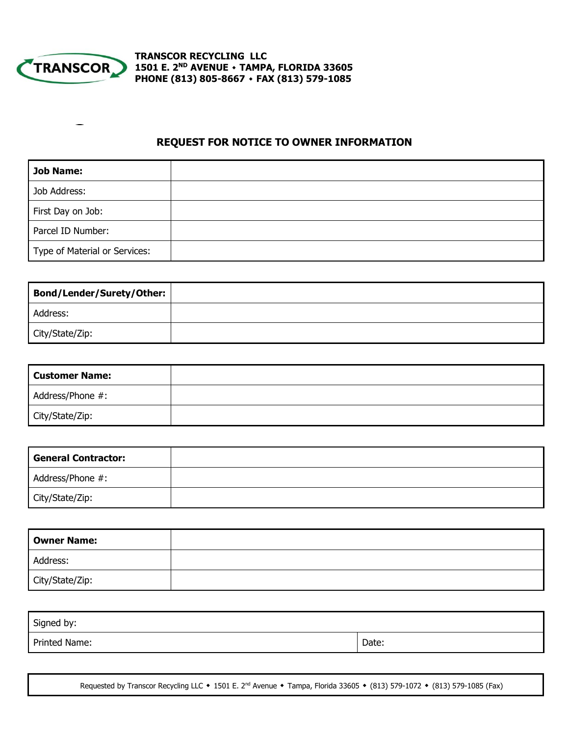**TRANSCOR RECYCLING LLC**
**1501 E. 2ND AVENUE • TAMPA, FLORIDA 33605**
**PHONE (813) 805-8667 • FAX (813) 579-1085**

## REQUEST FOR NOTICE TO OWNER INFORMATION

| **Job Name:** | |
|---|---|
| Job Address: | |
| First Day on Job: | |
| Parcel ID Number: | |
| Type of Material or Services: | |

| **Bond/Lender/Surety/Other:** | |
|---|---|
| Address: | |
| City/State/Zip: | |

| **Customer Name:** | |
|---|---|
| Address/Phone #: | |
| City/State/Zip: | |

| **General Contractor:** | |
|---|---|
| Address/Phone #: | |
| City/State/Zip: | |

| **Owner Name:** | |
|---|---|
| Address: | |
| City/State/Zip: | |

| Signed by: | |
|---|---|
| Printed Name: | Date: |

Requested by Transcor Recycling LLC • 1501 E. 2nd Avenue • Tampa, Florida 33605 • (813) 579-1072 • (813) 579-1085 (Fax)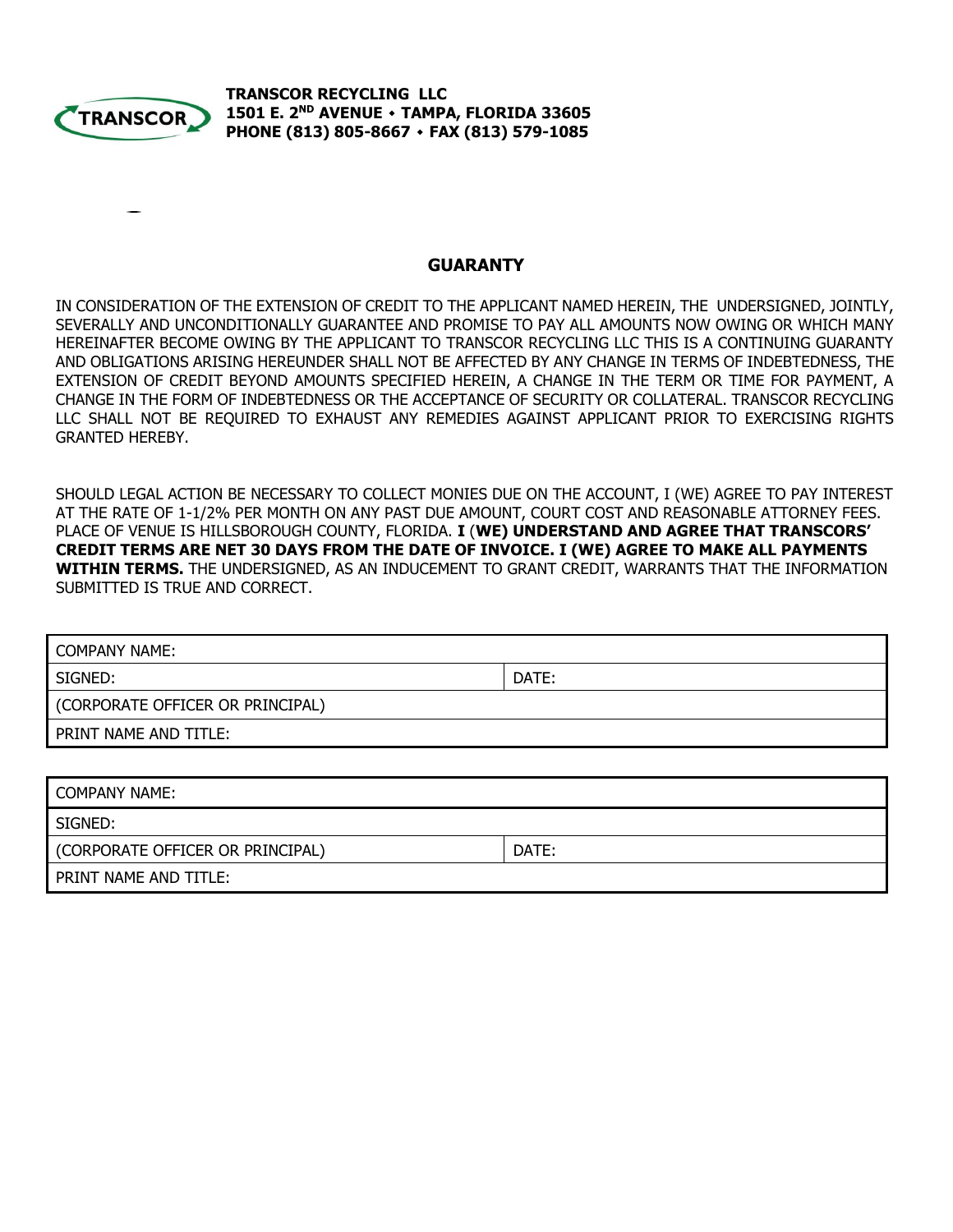**TRANSCOR RECYCLING LLC**
**1501 E. 2ND AVENUE • TAMPA, FLORIDA 33605**
**PHONE (813) 805-8667 • FAX (813) 579-1085**

## GUARANTY

IN CONSIDERATION OF THE EXTENSION OF CREDIT TO THE APPLICANT NAMED HEREIN, THE UNDERSIGNED, JOINTLY, SEVERALLY AND UNCONDITIONALLY GUARANTEE AND PROMISE TO PAY ALL AMOUNTS NOW OWING OR WHICH MANY HEREINAFTER BECOME OWING BY THE APPLICANT TO TRANSCOR RECYCLING LLC THIS IS A CONTINUING GUARANTY AND OBLIGATIONS ARISING HEREUNDER SHALL NOT BE AFFECTED BY ANY CHANGE IN TERMS OF INDEBTEDNESS, THE EXTENSION OF CREDIT BEYOND AMOUNTS SPECIFIED HEREIN, A CHANGE IN THE TERM OR TIME FOR PAYMENT, A CHANGE IN THE FORM OF INDEBTEDNESS OR THE ACCEPTANCE OF SECURITY OR COLLATERAL. TRANSCOR RECYCLING LLC SHALL NOT BE REQUIRED TO EXHAUST ANY REMEDIES AGAINST APPLICANT PRIOR TO EXERCISING RIGHTS GRANTED HEREBY.

SHOULD LEGAL ACTION BE NECESSARY TO COLLECT MONIES DUE ON THE ACCOUNT, I (WE) AGREE TO PAY INTEREST AT THE RATE OF 1-1/2% PER MONTH ON ANY PAST DUE AMOUNT, COURT COST AND REASONABLE ATTORNEY FEES. PLACE OF VENUE IS HILLSBOROUGH COUNTY, FLORIDA. **I (WE) UNDERSTAND AND AGREE THAT TRANSCORS' CREDIT TERMS ARE NET 30 DAYS FROM THE DATE OF INVOICE. I (WE) AGREE TO MAKE ALL PAYMENTS WITHIN TERMS.** THE UNDERSIGNED, AS AN INDUCEMENT TO GRANT CREDIT, WARRANTS THAT THE INFORMATION SUBMITTED IS TRUE AND CORRECT.

| COMPANY NAME: | |
|---|---|
| SIGNED: | DATE: |
| (CORPORATE OFFICER OR PRINCIPAL) | |
| PRINT NAME AND TITLE: | |

| COMPANY NAME: | |
|---|---|
| SIGNED: | |
| (CORPORATE OFFICER OR PRINCIPAL) | DATE: |
| PRINT NAME AND TITLE: | |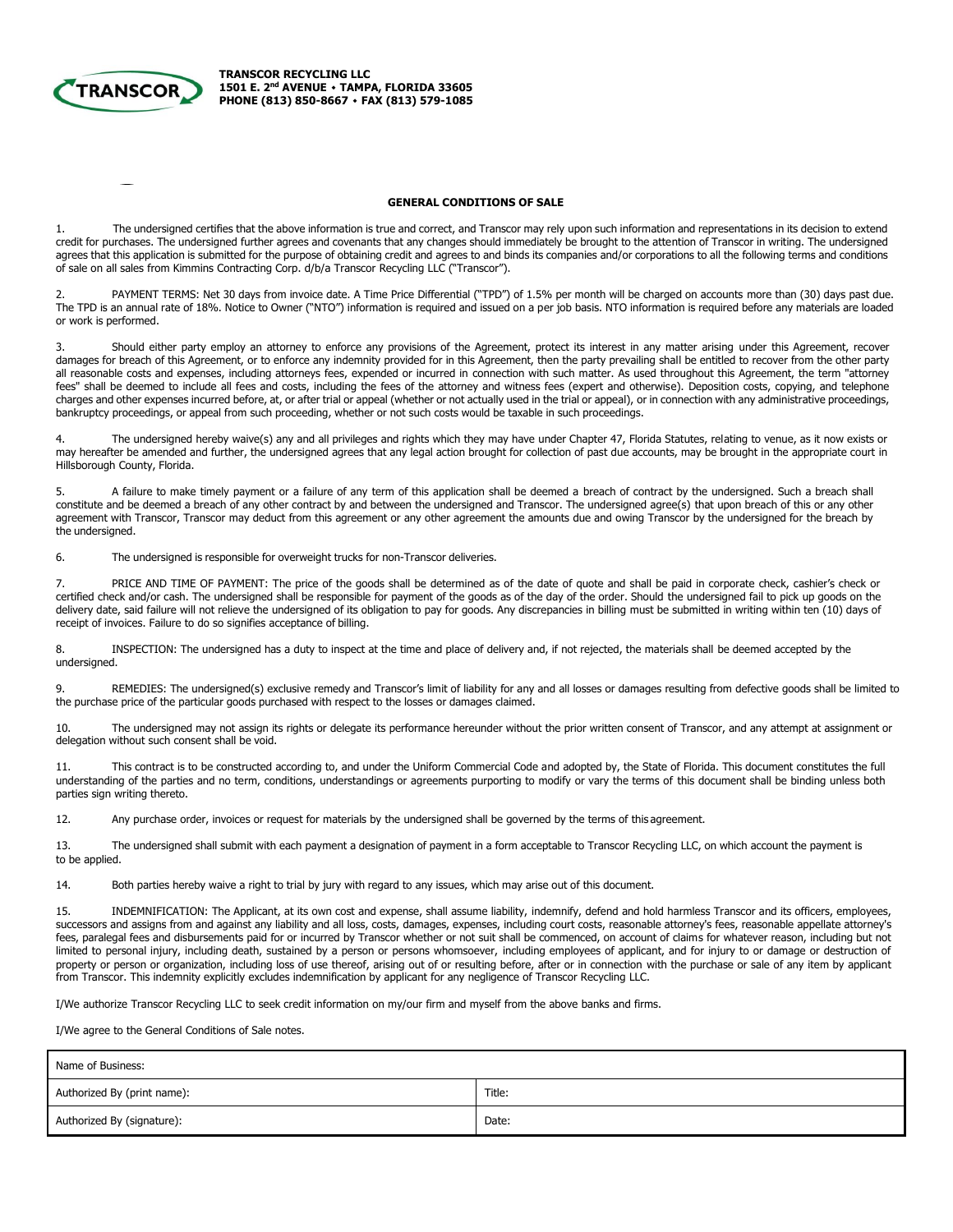**TRANSCOR RECYCLING LLC**
**1501 E. 2nd AVENUE • TAMPA, FLORIDA 33605**
**PHONE (813) 850-8667 • FAX (813) 579-1085**

## GENERAL CONDITIONS OF SALE

1. The undersigned certifies that the above information is true and correct, and Transcor may rely upon such information and representations in its decision to extend credit for purchases. The undersigned further agrees and covenants that any changes should immediately be brought to the attention of Transcor in writing. The undersigned agrees that this application is submitted for the purpose of obtaining credit and agrees to and binds its companies and/or corporations to all the following terms and conditions of sale on all sales from Kimmins Contracting Corp. d/b/a Transcor Recycling LLC ("Transcor").

2. PAYMENT TERMS: Net 30 days from invoice date. A Time Price Differential ("TPD") of 1.5% per month will be charged on accounts more than (30) days past due. The TPD is an annual rate of 18%. Notice to Owner ("NTO") information is required and issued on a per job basis. NTO information is required before any materials are loaded or work is performed.

3. Should either party employ an attorney to enforce any provisions of the Agreement, protect its interest in any matter arising under this Agreement, recover damages for breach of this Agreement, or to enforce any indemnity provided for in this Agreement, then the party prevailing shall be entitled to recover from the other party all reasonable costs and expenses, including attorneys fees, expended or incurred in connection with such matter. As used throughout this Agreement, the term "attorney fees" shall be deemed to include all fees and costs, including the fees of the attorney and witness fees (expert and otherwise). Deposition costs, copying, and telephone charges and other expenses incurred before, at, or after trial or appeal (whether or not actually used in the trial or appeal), or in connection with any administrative proceedings, bankruptcy proceedings, or appeal from such proceeding, whether or not such costs would be taxable in such proceedings.

4. The undersigned hereby waive(s) any and all privileges and rights which they may have under Chapter 47, Florida Statutes, relating to venue, as it now exists or may hereafter be amended and further, the undersigned agrees that any legal action brought for collection of past due accounts, may be brought in the appropriate court in Hillsborough County, Florida.

5. A failure to make timely payment or a failure of any term of this application shall be deemed a breach of contract by the undersigned. Such a breach shall constitute and be deemed a breach of any other contract by and between the undersigned and Transcor. The undersigned agree(s) that upon breach of this or any other agreement with Transcor, Transcor may deduct from this agreement or any other agreement the amounts due and owing Transcor by the undersigned for the breach by the undersigned.

6. The undersigned is responsible for overweight trucks for non-Transcor deliveries.

7. PRICE AND TIME OF PAYMENT: The price of the goods shall be determined as of the date of quote and shall be paid in corporate check, cashier's check or certified check and/or cash. The undersigned shall be responsible for payment of the goods as of the day of the order. Should the undersigned fail to pick up goods on the delivery date, said failure will not relieve the undersigned of its obligation to pay for goods. Any discrepancies in billing must be submitted in writing within ten (10) days of receipt of invoices. Failure to do so signifies acceptance of billing.

8. INSPECTION: The undersigned has a duty to inspect at the time and place of delivery and, if not rejected, the materials shall be deemed accepted by the undersigned.

9. REMEDIES: The undersigned(s) exclusive remedy and Transcor's limit of liability for any and all losses or damages resulting from defective goods shall be limited to the purchase price of the particular goods purchased with respect to the losses or damages claimed.

10. The undersigned may not assign its rights or delegate its performance hereunder without the prior written consent of Transcor, and any attempt at assignment or delegation without such consent shall be void.

11. This contract is to be constructed according to, and under the Uniform Commercial Code and adopted by, the State of Florida. This document constitutes the full understanding of the parties and no term, conditions, understandings or agreements purporting to modify or vary the terms of this document shall be binding unless both parties sign writing thereto.

12. Any purchase order, invoices or request for materials by the undersigned shall be governed by the terms of this agreement.

13. The undersigned shall submit with each payment a designation of payment in a form acceptable to Transcor Recycling LLC, on which account the payment is to be applied.

14. Both parties hereby waive a right to trial by jury with regard to any issues, which may arise out of this document.

15. INDEMNIFICATION: The Applicant, at its own cost and expense, shall assume liability, indemnify, defend and hold harmless Transcor and its officers, employees, successors and assigns from and against any liability and all loss, costs, damages, expenses, including court costs, reasonable attorney's fees, reasonable appellate attorney's fees, paralegal fees and disbursements paid for or incurred by Transcor whether or not suit shall be commenced, on account of claims for whatever reason, including but not limited to personal injury, including death, sustained by a person or persons whomsoever, including employees of applicant, and for injury to or damage or destruction of property or person or organization, including loss of use thereof, arising out of or resulting before, after or in connection with the purchase or sale of any item by applicant from Transcor. This indemnity explicitly excludes indemnification by applicant for any negligence of Transcor Recycling LLC.

I/We authorize Transcor Recycling LLC to seek credit information on my/our firm and myself from the above banks and firms.

I/We agree to the General Conditions of Sale notes.

| | |
|---|---|
| Name of Business: | |
| Authorized By (print name): | Title: |
| Authorized By (signature): | Date: |